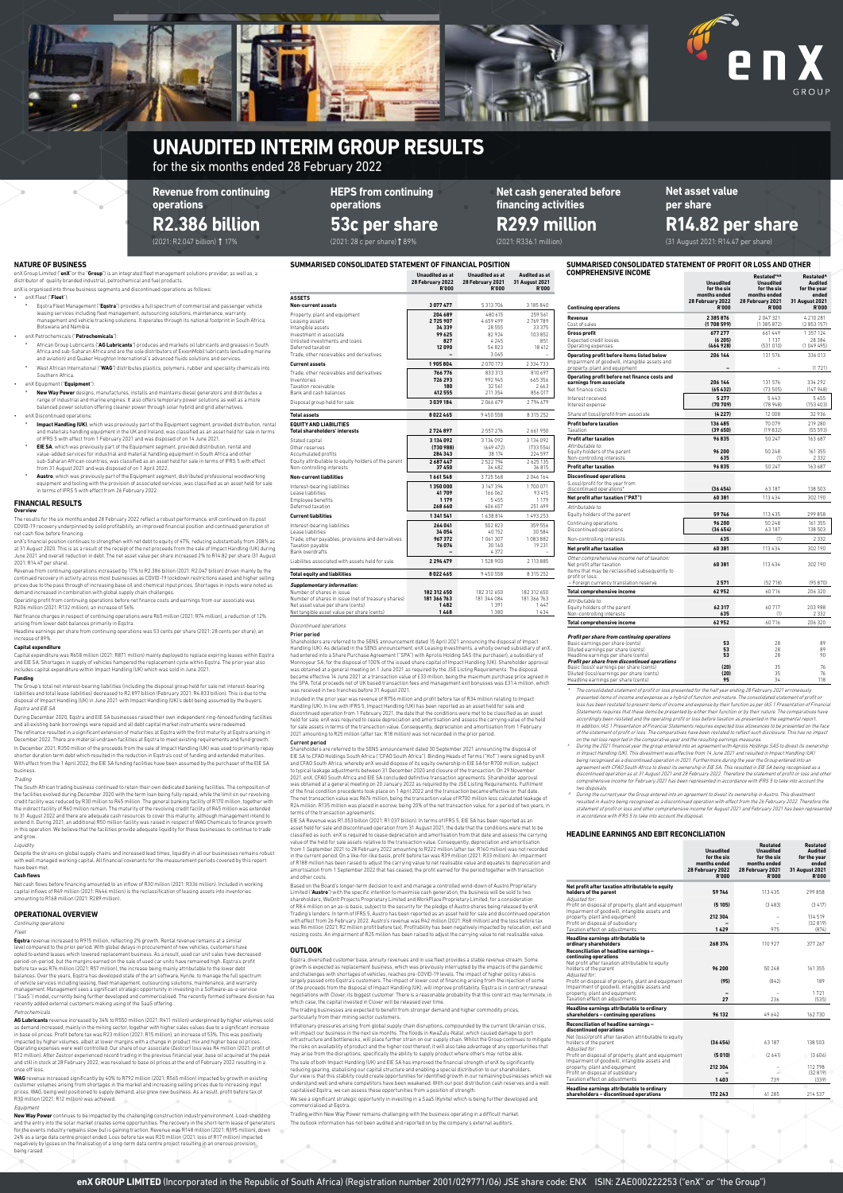# UNAUDITED INTERIM GROUP RESULTS

for the six months ended 28 February 2022

**Revenue from continuing operations**
**R2.386 billion**
(2021: R2.047 billion) ↑ 17%

**HEPS from continuing operations**
**53c per share**
(2021: 28 c per share) ↑ 89%

**Net cash generated before financing activities**
**R29.9 million**
(2021: R336.1 million)

**Net asset value per share**
**R14.82 per share**
(31 August 2021: R14.47 per share)

## NATURE OF BUSINESS

enX Group Limited ("**enX**" or the "**Group**") is an integrated fleet management solutions provider, as well as, a distributor of quality branded industrial, petrochemical and fuel products.

enX is organised into three business segments and discontinued operations as follows:

- enX Fleet ("**Fleet**"):
  - Eqstra Fleet Management ("**Eqstra**") provides a full spectrum of commercial and passenger vehicle leasing services including fleet management, outsourcing solutions, maintenance, warranty management and vehicle tracking solutions. It operates through its national footprint in South Africa, Botswana and Namibia.
- enX Petrochemicals ("**Petrochemicals**"):
  - African Group Lubricants ("**AG Lubricants**") produces and markets oil lubricants and greases in South Africa and sub-Saharan Africa and are the sole distributors of ExxonMobil lubricants (excluding marine and aviation) and Quaker Houghton International's advanced fluids solutions and services.
  - West African International ("**WAI**") distributes plastics, polymers, rubber and speciality chemicals into Southern Africa.
- enX Equipment ("**Equipment**"):
  - **New Way Power** designs, manufactures, installs and maintains diesel generators and distributes a range of industrial and marine engines. It also offers temporary power solutions as well as a more balanced power solution offering cleaner power through solar hybrid and grid alternatives.
- enX Discontinued operations:
  - **Impact Handling (UK)**, which was previously part of the Equipment segment, provided distribution, rental and materials handling equipment in the UK and Ireland, was classified as an asset held for sale in terms of IFRS 5 with effect from 1 February 2021 and was disposed of on 14 June 2021.
  - **EIE SA**, which was previously part of the Equipment segment, provided distribution, rental and value-added services for industrial and material handling equipment in South Africa and other sub-Saharan African countries, was classified as an asset held for sale in terms of IFRS 5 with effect from 31 August 2021 and was disposed of on 1 April 2022.
  - **Austro**, which was previously part of the Equipment segment, distributed professional woodworking equipment and tooling with the provision of associated services, was classified as an asset held for sale in terms of IFRS 5 with effect from 26 February 2022.

## FINANCIAL RESULTS

### Overview

The results for the six months ended 28 February 2022 reflect a robust performance. enX continued on its post COVID-19 recovery underpinned by solid profitability, an improved financial position and continued generation of net cash flow before financing.

enX's financial position continues to strengthen with net debt to equity of 47%, reducing substantially from 208% as at 31 August 2020. This is as a result of the receipt of the net proceeds from the sale of Impact Handling (UK) during June 2021 and overall reduction in debt. The net asset value per share increased 2% to R14.82 per share (31 August 2021: R14.47 per share).

Revenue from continuing operations increased by 17% to R2.386 billion (2021: R2.047 billion) driven mainly by the continued recovery in activity across most businesses as COVID-19 lockdown restrictions eased and higher selling prices due to the pass through of increasing base oil and chemical input prices. Shortages in inputs were noted as demand increased in combination with global supply chain challenges.

Operating profit from continuing operations before net finance costs and earnings from our associate was R206 million (2021: R132 million), an increase of 56%.

Net finance charges in respect of continuing operations were R65 million (2021: R74 million), a reduction of 12% arising from lower debt balances primarily in Eqstra.

Headline earnings per share from continuing operations was 53 cents per share (2021: 28 cents per share), an increase of 89%.

### Capital expenditure

Capital expenditure was R658 million (2021: R871 million) mainly deployed to replace expiring leases within Eqstra and EIE SA. Shortages in supply of vehicles hampered the replacement cycle within Eqstra. The prior year also includes capital expenditure within Impact Handling (UK) which was sold in June 2021.

### Funding

The Group's total net interest-bearing liabilities (including the disposal group held for sale net interest-bearing liabilities and total lease liabilities) decreased to R2.897 billion (February 2021: R4.833 billion). This is due to the disposal of Impact Handling (UK) in June 2021 with Impact Handling (UK)'s debt being assumed by the buyers.

*Eqstra and EIE SA*

During December 2020, Eqstra and EIE SA businesses raised their own independent ring-fenced funding facilities and all existing bank borrowings were repaid and all debt capital market instruments were redeemed.

The refinance resulted in a significant extension of maturities at Eqstra with the first maturity at Eqstra arising in December 2022. There are material undrawn facilities at Eqstra to meet existing requirements and fund growth.

In December 2021, R350 million of the proceeds from the sale of Impact Handling (UK) was used to primarily repay shorter duration term debt which resulted in the reduction in Eqstra's cost of funding and extended maturities. With effect from the 1 April 2022, the EIE SA funding facilities have been assumed by the purchaser of the EIE SA business.

*Trading*

The South African trading business continued to retain their own dedicated banking facilities. The composition of the facilities evolved during December 2020 with the term loan being fully repaid, while the limit on our revolving credit facility was reduced by R30 million to R45 million. The general banking facility of R170 million, together with the indirect facility of R60 million remain. The maturity of the revolving credit facility of R45 million was extended to 31 August 2022 and there are adequate cash resources to cover this maturity, although management intend to extend it. During 2021, an additional R50 million facility was raised in respect of WAI Chemicals to finance growth in this operation. We believe that the facilities provide adequate liquidity for these businesses to continue to trade and grow.

*Liquidity*

Despite the strains on global supply chains and increased lead times, liquidity in all our businesses remains robust with well managed working capital. All financial covenants for the measurement periods covered by this report have been met.

### Cash flows

Net cash flows before financing amounted to an inflow of R30 million (2021: R336 million). Included in working capital inflows of R49 million (2021: R446 million) is the reclassification of leasing assets into inventories amounting to R168 million (2021: R289 million).

## OPERATIONAL OVERVIEW

*Continuing operations*

*Fleet*

**Eqstra** revenue increased to R915 million, reflecting 2% growth. Rental revenue remains at a similar level compared to the prior period. With global delays in procurement of new vehicles, customers have opted to extend leases which lowered replacement business. As a result, used car unit sales have decreased period-on-period, but the margins earned on the sale of used car units have remained high. Eqstra's profit before tax was R76 million (2021: R57 million), the increase being mainly attributable to the lower debt balances. Over the years, Eqstra has developed state of the art software, Kynite, to manage the full spectrum of vehicle services including leasing, fleet management, outsourcing solutions, maintenance, and warranty management. Management sees a significant strategic opportunity in investing in a Software-as-a-service ("SaaS") model, currently being further developed and commercialised. The recently formed software division has recently added external customers making using of the SaaS offering.

*Petrochemicals*

**AG Lubricants** revenue increased by 34% to R550 million (2021: R411 million) underpinned by higher volumes sold as demand increased, mainly in the mining sector, together with higher sales values due to a significant increase in base oil prices. Profit before tax was R23 million (2021: R15 million), an increase of 53%. This was positively impacted by higher volumes, albeit at lower margins with a change in product mix and higher base oil prices. Operating expenses were well controlled. Our share of our associate (Zestcor) loss was R4 million (2021: profit of R12 million). After Zestcor experienced record trading in the previous financial year, base oil acquired at the peak and still in stock at 28 February 2022, was revalued to base oil prices at the end of February 2022 resulting in a once off loss.

**WAI** revenue increased significantly by 40% to R792 million (2021: R565 million) impacted by growth in existing customer volumes arising from shortages in the market and increasing selling prices due to increasing input prices. WAI, being well positioned to supply demand, also grew new business. As a result, profit before tax of R30 million (2021: R12 million) was achieved.

*Equipment*

**New Way Power** continues to be impacted by the challenging construction industry environment. Load-shedding and the entry into the solar market creates some opportunities. The recovery in the short-term lease of generators for the events industry remains slow but is gaining traction. Revenue was R148 million (2021: R195 million), down 24% as a large data centre project ended. Loss before tax was R20 million (2021: loss of R17 million) impacted negatively by losses on the finalisation of a long-term data centre project resulting in an onerous provision being raised.

## SUMMARISED CONSOLIDATED STATEMENT OF FINANCIAL POSITION

| | Unaudited as at 28 February 2022 R'000 | Unaudited as at 28 February 2021 R'000 | Audited as at 31 August 2021 R'000 |
|---|---|---|---|
| **ASSETS** | | | |
| **Non-current assets** | **3 077 477** | **5 313 706** | **3 185 840** |
| Property, plant and equipment | 204 489 | 480 615 | 259 561 |
| Leasing assets | 2 725 907 | 4 659 499 | 2 769 789 |
| Intangible assets | 34 339 | 28 555 | 33 375 |
| Investment in associate | 99 625 | 82 924 | 103 852 |
| Unlisted investments and loans | 827 | 4 245 | 851 |
| Deferred taxation | 12 090 | 54 823 | 18 412 |
| Trade, other receivables and derivatives | – | 3 045 | – |
| **Current assets** | **1 905 804** | **2 070 173** | **2 334 733** |
| Trade, other receivables and derivatives | 766 776 | 833 313 | 810 697 |
| Inventories | 726 293 | 992 945 | 665 356 |
| Taxation receivable | 180 | 32 561 | 2 663 |
| Bank and cash balances | 412 555 | 211 354 | 856 017 |
| Disposal group held for sale | 3 039 184 | 2 066 679 | 2 794 679 |
| **Total assets** | **8 022 465** | **9 450 558** | **8 315 252** |
| **EQUITY AND LIABILITIES** | | | |
| **Total shareholders' interests** | **2 724 897** | **2 557 276** | **2 661 950** |
| Stated capital | 3 134 092 | 3 134 092 | 3 134 092 |
| Other reserves | (730 988) | (649 472) | (733 554) |
| Accumulated profits | 284 343 | 38 174 | 224 597 |
| Equity attributable to equity holders of the parent | 2 687 447 | 2 522 794 | 2 625 135 |
| Non-controlling interests | 37 450 | 34 482 | 36 815 |
| **Non-current liabilities** | **1 661 568** | **3 725 568** | **2 046 164** |
| Interest-bearing liabilities | 1 350 000 | 3 147 394 | 1 700 071 |
| Lease liabilities | 41 709 | 166 062 | 93 415 |
| Employee benefits | 1 179 | 5 455 | 1 179 |
| Deferred taxation | 268 680 | 406 657 | 251 499 |
| **Current liabilities** | **1 341 541** | **1 638 814** | **1 493 253** |
| Interest-bearing liabilities | 264 041 | 502 823 | 359 556 |
| Lease liabilities | 34 054 | 40 152 | 30 584 |
| Trade, other payables, provisions and derivatives | 967 372 | 1 061 307 | 1 083 882 |
| Taxation payable | 76 074 | 30 160 | 19 231 |
| Bank overdrafts | – | 4 372 | – |
| Liabilities associated with assets held for sale | 2 294 479 | 1 528 900 | 2 113 885 |
| **Total equity and liabilities** | **8 022 465** | **9 450 558** | **8 315 252** |
| ***Supplementary information:*** | | | |
| Number of shares in issue | 182 312 650 | 182 312 650 | 182 312 650 |
| Number of shares in issue (net of treasury shares) | 181 366 763 | 181 366 084 | 181 366 763 |
| Net asset value per share (cents) | 1 482 | 1 391 | 1 447 |
| Net tangible asset value per share (cents) | 1 468 | 1 380 | 1 434 |

*Discontinued operations*

**Prior period**

Shareholders are referred to the SENS announcement dated 15 April 2021 announcing the disposal of Impact Handling (UK). As detailed in the SENS announcement, enX Leasing Investments, a wholly owned subsidiary of enX, had entered into a Share Purchase Agreement ("SPA") with Apollo Holding SAS (the purchaser), a subsidiary of Monnoyeur SA, for the disposal of 100% of the issued share capital of Impact Handling (UK). Shareholder approval was obtained at a general meeting on 1 June 2021 as required by the JSE Listing Requirements. The disposal became effective 14 June 2021 at a transaction value of £33 million, being the maximum purchase price agreed in the SPA. Total proceeds net of UK based transaction fees and management exit bonusses was £31.4 million, which was received in two tranches before 31 August 2021.

Included in the prior year was revenue of R756 million and profit before tax of R34 million relating to Impact Handling (UK). In line with IFRS 5, Impact Handling (UK) has been reported as an asset held for sale and discontinued operation from 1 February 2021, the date that the conditions were met to be classified as an asset held for sale and was required to cease depreciation and amortisation and assess the carrying value of the held for sale assets in terms of the transaction value. Consequently, depreciation and amortisation from 1 February 2021 amounting to R25 million (after tax: R18 million) was not recorded in the prior period.

**Current period**

Shareholders are referred to the SENS announcement dated 30 September 2021 announcing the disposal of EIE SA to CFAO Holdings South Africa ("CFAO South Africa"). Binding Heads of Terms ("HoT") were signed by enX and CFAO South Africa, whereby enX would dispose of its equity ownership in EIE SA for R700 million, subject to typical leakage adjustments between 31 December 2020 and closure of the transaction. On 29 November 2021, enX, CFAO South Africa and EIE SA concluded definitive transaction agreements. Shareholder approval was obtained at a general meeting on 20 January 2022 as required by the JSE Listing Requirements. Fulfilment of the final condition precedents took place on 1 April 2022 and the transaction became effective on that date. The net transaction value was R676 million, being the transaction value of R700 million less calculated leakage of R24 million. R135 million was placed in escrow, being 20% of the net transaction value, for a period of two years, in terms of the transaction agreements.

EIE SA Revenue was R1.053 billion (2021: R1.037 billion). In terms of IFRS 5, EIE SA has been reported as an asset held for sale and discontinued operation from 31 August 2021, the date that the conditions were met to be classified as such. enX is required to cease depreciation and amortisation from that date and assess the carrying value of the held for sale assets relative to the transaction value. Consequently, depreciation and amortisation from 1 September 2021 to 28 February 2022 amounting to R222 million (after tax: R160 million) was not recorded in the current period. On a like-for-like basis, profit before tax was R39 million (2021: R33 million). An impairment of R188 million has been raised to adjust the carrying value to net realisable value and equates to depreciation and amortisation from 1 September 2022 that has ceased, the profit earned for the period together with transaction and other costs.

Based on the Board's longer-term decision to exit and manage a controlled wind-down of Austro Proprietary Limited ("**Austro**") with the specific intention to maximise cash generation, the business will be sold to two shareholders, WeDnit Projects Proprietary Limited and WorkPlace Proprietary Limited, for a consideration of R8.4 million on an as-is basis, subject to the security for the pledge of Austro shares being released by enX Trading's lenders. In terms of IFRS 5, Austro has been reported as an asset held for sale and discontinued operation with effect from 26 February 2022. Austro's revenue was R42 million (2021: R68 million) and the loss before tax was R6 million (2021: R2 million profit before tax). Profitability has been negatively impacted by relocation, exit and resizing costs. An impairment of R25 million has been raised to adjust the carrying value to net realisable value.

## OUTLOOK

Eqstra, diversified customer base, annuity revenues and in use fleet provides a stable revenue stream. Some growth is expected as replacement business, which was previously interrupted by the impacts of the pandemic and challenges with shortages of vehicles, reaches pre-COVID-19 levels. The impact of higher policy rates is largely passed onto Eqstra's customers. The impact of lower cost of financing arising from the injection of some of the proceeds from the disposal of Impact Handling (UK), will improve profitability. Eqstra is in contract renewal negotiations with Clover, its biggest customer. There is a reasonable probability that this contract may terminate, in which case, the capital invested in Clover will be released over time.

The trading businesses are expected to benefit from stronger demand and higher commodity prices, particularly from their mining sector customers.

Inflationary pressures arising from global supply chain disruptions, compounded by the current Ukrainian crisis, will impact our business in the next six months. The floods in KwaZulu-Natal, which caused damage to port infrastructure and bottlenecks, will place further strain on our supply chain. Whilst the Group continues to mitigate the risks on availability of product and the higher cost thereof, it will also take advantage of any opportunities that may arise from the disruptions, specifically the ability to supply product where others may not be able.

The sale of both Impact Handling (UK) and EIE SA has improved the financial strength of enX by significantly reducing gearing, stabilising our capital structure and enabling a special distribution to our shareholders. Our view is that this stability could create opportunities for identified growth in our remaining businesses which we understand well and where competitors have been weakened. With our post distribution cash reserves and a well capitalised Eqstra, we can assess these opportunities from a position of strength.

We see a significant strategic opportunity in investing in a SaaS (Kynite) which is being further developed and commercialised at Eqstra.

Trading within New Way Power remains challenging with the business operating in a difficult market.

The outlook information has not been audited and reported on by the company's external auditors.

## SUMMARISED CONSOLIDATED STATEMENT OF PROFIT OR LOSS AND OTHER COMPREHENSIVE INCOME

| Continuing operations | Unaudited for the six months ended 28 February 2022 R'000 | Restated*^^ Unaudited for the six months ended 28 February 2021 R'000 | Restated^ Audited for the year ended 31 August 2021 R'000 |
|---|---|---|---|
| **Revenue** | **2 385 876** | 2 047 321 | 4 210 281 |
| Cost of sales | **(1 708 599)** | (1 385 872) | (2 853 157) |
| **Gross profit** | **677 277** | 661 449 | 1 357 124 |
| Expected credit losses | **(6 205)** | 1 137 | 28 384 |
| Operating expenses | **(464 928)** | (531 010) | (1 049 495) |
| **Operating profit before items listed below** | **206 144** | 131 576 | 336 013 |
| Impairment of goodwill, intangible assets and property, plant and equipment | **–** | – | (1 721) |
| **Operating profit before net finance costs and earnings from associate** | **206 144** | 131 576 | 334 292 |
| Net finance costs | **(65 432)** | (73 505) | (147 948) |
| Interest received | **5 277** | 5 443 | 5 455 |
| Interest expense | **(70 709)** | (78 948) | (153 403) |
| Share of (loss)/profit from associate | **(4 227)** | 12 008 | 32 936 |
| **Profit before taxation** | **136 485** | 70 079 | 219 280 |
| Taxation | **(39 650)** | (19 832) | (55 593) |
| **Profit after taxation** | **96 835** | 50 247 | 163 687 |
| *Attributable to:* | | | |
| Equity holders of the parent | **96 200** | 50 248 | 161 355 |
| Non-controlling interests | **635** | (1) | 2 332 |
| **Profit after taxation** | **96 835** | 50 247 | 163 687 |
| **Discontinued operations** | | | |
| (Loss)/profit for the year from discontinued operations^ | **(36 454)** | 63 187 | 138 503 |
| **Net profit after taxation ("PAT")** | **60 381** | 113 434 | 302 190 |
| *Attributable to:* | | | |
| Equity holders of the parent | **59 746** | 113 435 | 299 858 |
| Continuing operations | **96 200** | 50 248 | 161 355 |
| Discontinued operations | **(36 454)** | 63 187 | 138 503 |
| Non-controlling interests | **635** | (1) | 2 332 |
| **Net profit after taxation** | **60 381** | 113 434 | 302 190 |
| *Other comprehensive income net of taxation:* | | | |
| Net profit after taxation | **60 381** | 113 434 | 302 190 |
| Items that may be reclassified subsequently to profit or loss: | | | |
| – Foreign currency translation reserve | **2 571** | (52 718) | (95 870) |
| **Total comprehensive income** | **62 952** | 60 716 | 206 320 |
| *Attributable to:* | | | |
| Equity holders of the parent | **62 317** | 60 717 | 203 988 |
| Non-controlling interests | **635** | (1) | 2 332 |
| **Total comprehensive income** | **62 952** | 60 716 | 206 320 |
| ***Profit per share from continuing operations*** | | | |
| Basic earnings per share (cents) | **53** | 28 | 89 |
| Diluted earnings per share (cents) | **53** | 28 | 89 |
| Headline earnings per share (cents) | **53** | 28 | 90 |
| ***Profit per share from discontinued operations*** | | | |
| Basic (loss)/ earnings per share (cents) | **(20)** | 35 | 76 |
| Diluted (loss)/earnings per share (cents) | **(20)** | 35 | 76 |
| Headline earnings per share (cents) | **95** | 34 | 118 |

\* The consolidated statement of profit or loss presented for the half year ending 28 February 2021 erroneously presented items of income and expense as a hybrid of function and nature. The consolidated statement of profit or loss has been restated to present items of income and expense by their function as per IAS 1 Presentation of Financial Statements requires that these items be presented by either their function or by their nature. The comparatives have accordingly been restated and the operating profit or loss before taxation as presented in the segmental report. In addition, IAS 1 Presentation of Financial Statements requires expected loss allowances to be presented on the face of the statement of profit or loss. The comparatives have been restated to reflect such disclosure. This has no impact on the net loss reported in the comparative year and the resulting earnings measures.

^ During the 2021 financial year the group entered into an agreement with Apollo Holdings SAS to divest its ownership in Impact Handling (UK). This divestment was effective from 14 June 2021 and resulted in Impact Handling (UK) being recognised as a discontinued operation in 2021. Furthermore during the year the Group entered into an agreement with CFAO South Africa to divest its ownership in EIE SA. This resulted in EIE SA being recognised as a discontinued operation as at 31 August 2021 and 28 February 2022. Therefore the statement of profit or loss and other comprehensive income for February 2021 has been represented in accordance with IFRS 5 to take into account the two disposals.

^^ During the current year the Group entered into an agreement to divest its ownership in Austro. This divestment resulted in Austro being recognised as a discontinued operation with effect from the 26 February 2022. Therefore the statement of profit or loss and other comprehensive income for August 2021 and February 2021 has been represented in accordance with IFRS 5 to take into account the disposal.

## HEADLINE EARNINGS AND EBIT RECONCILIATION

| | Unaudited for the six months ended 28 February 2022 R'000 | Restated Unaudited for the six months ended 28 February 2021 R'000 | Restated Audited for the year ended 31 August 2021 R'000 |
|---|---|---|---|
| **Net profit after taxation attributable to equity holders of the parent** | **59 746** | 113 435 | 299 858 |
| *Adjusted for:* | | | |
| Profit on disposal of property, plant and equipment | **(5 105)** | (3 483) | (3 417) |
| Impairment of goodwill, intangible assets and property, plant and equipment | **212 304** | – | 114 519 |
| Profit on disposal of subsidiary | **–** | – | (32 819) |
| Taxation effect on adjustments | **1 429** | 975 | (874) |
| **Headline earnings attributable to ordinary shareholders** | **268 374** | 110 927 | 377 267 |
| **Reconciliation of headline earnings – continuing operations** | | | |
| Net profit after taxation attributable to equity holders of the parent | **96 200** | 50 248 | 161 355 |
| *Adjusted for:* | | | |
| Profit on disposal of property, plant and equipment | **(95)** | (842) | 189 |
| Impairment of goodwill, intangible assets and property, plant and equipment | **–** | – | 1 721 |
| Taxation effect on adjustments | **27** | 236 | (535) |
| **Headline earnings attributable to ordinary shareholders – continuing operations** | **96 132** | 49 642 | 162 730 |
| **Reconciliation of headline earnings – discontinued operations** | | | |
| Net (loss)/profit after taxation attributable to equity holders of the parent | **(36 454)** | 63 187 | 138 503 |
| *Adjusted for:* | | | |
| Profit on disposal of property, plant and equipment | **(5 010)** | (2 641) | (3 606) |
| Impairment of goodwill, intangible assets and property, plant and equipment | **212 304** | – | 112 798 |
| Profit on disposal of subsidiary | **–** | – | (32 819) |
| Taxation effect on adjustments | **1 403** | 739 | (339) |
| **Headline earnings attributable to ordinary shareholders – discontinued operations** | **172 243** | 61 285 | 214 537 |

**enX GROUP LIMITED** (Incorporated in the Republic of South Africa) (Registration number 2001/029771/06) JSE share code: ENX ISIN: ZAE000222253 ("enX" or "the Group")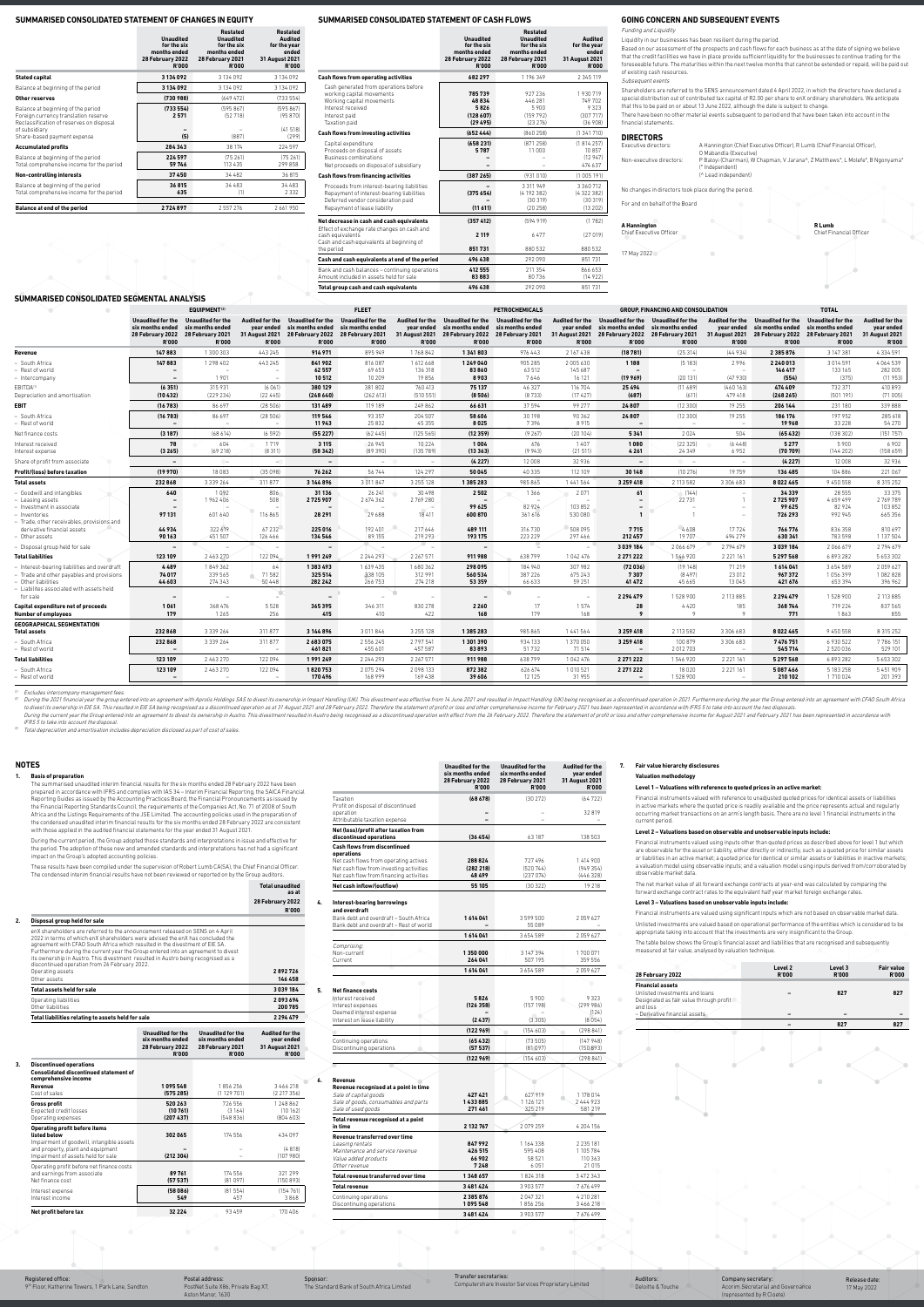## SUMMARISED CONSOLIDATED STATEMENT OF CHANGES IN EQUITY

| | Unaudited for the six months ended 28 February 2022 R'000 | Restated Unaudited for the six months ended 28 February 2021 R'000 | Restated Audited for the year ended 31 August 2021 R'000 |
|---|---|---|---|
| **Stated capital** | **3 134 092** | 3 134 092 | 3 134 092 |
| Balance at beginning of the period | **3 134 092** | 3 134 092 | 3 134 092 |
| **Other reserves** | **(730 988)** | (649 472) | (733 554) |
| Balance at beginning of the period | **(733 554)** | (595 867) | (595 867) |
| Foreign currency translation reserve | **2 571** | (52 718) | (95 870) |
| Reclassification of reserves on disposal of subsidiary | **–** | – | (41 518) |
| Share-based payment expense | **(5)** | (887) | (299) |
| **Accumulated profits** | **284 343** | 38 174 | 224 597 |
| Balance at beginning of the period | **224 597** | (75 261) | (75 261) |
| Total comprehensive income for the period | **59 746** | 113 435 | 299 858 |
| **Non-controlling interests** | **37 450** | 34 482 | 36 815 |
| Balance at beginning of the period | **36 815** | 34 483 | 34 483 |
| Total comprehensive income for the period | **635** | (1) | 2 332 |
| **Balance at end of the period** | **2 724 897** | 2 557 276 | 2 661 950 |

## SUMMARISED CONSOLIDATED STATEMENT OF CASH FLOWS

| | Unaudited for the six months ended 28 February 2022 R'000 | Restated Unaudited for the six months ended 28 February 2021 R'000 | Audited for the year ended 31 August 2021 R'000 |
|---|---|---|---|
| **Cash flows from operating activities** | **682 297** | 1 196 349 | 2 345 119 |
| Cash generated from operations before working capital movements | **785 739** | 927 236 | 1 930 719 |
| Working capital movements | **48 834** | 446 281 | 749 702 |
| Interest received | **5 826** | 5 900 | 9 323 |
| Interest paid | **(128 607)** | (159 792) | (307 717) |
| Taxation paid | **(29 495)** | (23 276) | (36 908) |
| **Cash flows from investing activities** | **(652 444)** | (860 258) | (1 341 710) |
| Capital expenditure | **(658 231)** | (871 258) | (1 814 257) |
| Proceeds on disposal of assets | **5 787** | 11 000 | 10 857 |
| Business combinations | **–** | – | (12 947) |
| Net proceeds on disposal of subsidiary | **–** | – | 474 637 |
| **Cash flows from financing activities** | **(387 265)** | (931 010) | (1 005 191) |
| Proceeds from interest-bearing liabilities | **–** | 3 311 949 | 3 360 712 |
| Repayment of interest-bearing liabilities | **(375 654)** | (4 192 382) | (4 322 382) |
| Deferred vendor consideration paid | **–** | (30 319) | (30 319) |
| Repayment of lease liability | **(11 611)** | (20 258) | (13 202) |
| **Net decrease in cash and cash equivalents** | **(357 412)** | (594 919) | (1 782) |
| Effect of exchange rate changes on cash and cash equivalents | **2 119** | 6 477 | (27 019) |
| Cash and cash equivalents at beginning of the period | **851 731** | 880 532 | 880 532 |
| **Cash and cash equivalents at end of the period** | **496 438** | 292 090 | 851 731 |
| Bank and cash balances – continuing operations | **412 555** | 211 354 | 866 653 |
| Amount included in assets held for sale | **83 883** | 80 736 | (14 922) |
| **Total group cash and cash equivalents** | **496 438** | 292 090 | 851 731 |

## GOING CONCERN AND SUBSEQUENT EVENTS

*Funding and Liquidity*

Liquidity in our businesses has been resilient during the period.

Based on our assessment of the prospects and cash flows for each business as at the date of signing we believe that the credit facilities we have in place provide sufficient liquidity for the businesses to continue trading for the foreseeable future. The maturities within the next twelve months that cannot be extended or repaid, will be paid out of existing cash resources.

*Subsequent events*

Shareholders are referred to the SENS announcement dated 4 April 2022, in which the directors have declared a special distribution out of contributed tax capital of R2.00 per share to enX ordinary shareholders. We anticipate that this to be paid on or about 13 June 2022, although the date is subject to change.

There have been no other material events subsequent to period end that have been taken into account in the financial statements.

## DIRECTORS

Executive directors: A Hannington (Chief Executive Officer), R Lumb (Chief Financial Officer), O Mabandla (Executive)

Non-executive directors: P Baloyi (Chairman), W Chapman, V Jarana\*, Z Matthews\*, L Molefe\*, B Ngonyama^
(\* Independent)
(^ Lead independent)

No changes in directors took place during the period.

For and on behalf of the Board

**A Hannington**
Chief Executive Officer

**R Lumb**
Chief Financial Officer

17 May 2022

## SUMMARISED CONSOLIDATED SEGMENTAL ANALYSIS

| | EQUIPMENT[(2)] | | | FLEET | | | PETROCHEMICALS | | | GROUP, FINANCING AND CONSOLIDATION | | | TOTAL | | |
|---|---|---|---|---|---|---|---|---|---|---|---|---|---|---|---|
| | Unaudited for the six months ended 28 February 2022 R'000 | Unaudited for the six months ended 28 February 2021 R'000 | Audited for the year ended 31 August 2021 R'000 | Unaudited for the six months ended 28 February 2022 R'000 | Unaudited for the six months ended 28 February 2021 R'000 | Audited for the year ended 31 August 2021 R'000 | Unaudited for the six months ended 28 February 2022 R'000 | Unaudited for the six months ended 28 February 2021 R'000 | Audited for the year ended 31 August 2021 R'000 | Unaudited for the six months ended 28 February 2022 R'000 | Unaudited for the six months ended 28 February 2021 R'000 | Audited for the year ended 31 August 2021 R'000 | Unaudited for the six months ended 28 February 2022 R'000 | Unaudited for the six months ended 28 February 2021 R'000 | Audited for the year ended 31 August 2021 R'000 |
| **Revenue** | **147 883** | 1 300 303 | 443 245 | **914 971** | 895 949 | 1 768 842 | **1 341 803** | 976 443 | 2 167 438 | **(18 781)** | (25 314) | (44 934) | **2 385 876** | 3 147 381 | 4 334 591 |
| – South Africa | **147 883** | 1 298 402 | 443 245 | **841 902** | 816 087 | 1 612 668 | **1 249 040** | 905 285 | 2 005 630 | **1 188** | (5 183) | 2 996 | **2 240 013** | 3 014 591 | 4 064 539 |
| – Rest of world | **–** | – | – | **62 557** | 69 653 | 136 318 | **83 860** | 63 512 | 145 687 | **–** | – | – | **146 417** | 133 165 | 282 005 |
| – Intercompany | **–** | 1 901 | – | **10 512** | 10 209 | 19 856 | **8 903** | 7 646 | 16 121 | **(19 969)** | (20 131) | (47 930) | **(554)** | (375) | (11 953) |
| EBITDA[(1)] | **(6 351)** | 315 931 | (6 061) | **380 129** | 381 802 | 760 413 | **75 137** | 46 327 | 116 704 | **25 494** | (11 689) | (460 163) | **474 409** | 732 371 | 410 893 |
| Depreciation and amortisation | **(10 432)** | (229 234) | (22 445) | **(248 640)** | (262 613) | (510 551) | **(8 506)** | (8 733) | (17 427) | **(687)** | (611) | 479 418 | **(268 265)** | (501 191) | (71 005) |
| **EBIT** | **(16 783)** | 86 697 | (28 506) | **131 489** | 119 189 | 249 862 | **66 631** | 37 594 | 99 277 | **24 807** | (12 300) | 19 255 | **206 144** | 231 180 | 339 888 |
| – South Africa | **(16 783)** | 86 697 | (28 506) | **119 546** | 93 357 | 204 507 | **58 606** | 30 198 | 90 362 | **24 807** | (12 300) | 19 255 | **186 176** | 197 952 | 285 618 |
| – Rest of world | **–** | – | – | **11 943** | 25 832 | 45 355 | **8 025** | 7 396 | 8 915 | **–** | – | – | **19 968** | 33 228 | 54 270 |
| Net finance costs | **(3 187)** | (68 614) | (6 592) | **(55 227)** | (62 445) | (125 565) | **(12 359)** | (9 267) | (20 104) | **5 341** | 2 024 | 504 | **(65 432)** | (138 302) | (151 757) |
| Interest received | **78** | 604 | 1 719 | **3 115** | 26 945 | 10 224 | **1 004** | 676 | 1 407 | **1 080** | (22 325) | (6 448) | **5 277** | 5 900 | 6 902 |
| Interest expense | **(3 265)** | (69 218) | (8 311) | **(58 342)** | (89 390) | (135 789) | **(13 363)** | (9 943) | (21 511) | **4 261** | 24 349 | 6 952 | **(70 709)** | (144 202) | (158 659) |
| Share of profit from associate | **–** | – | – | **–** | – | – | **(4 227)** | 12 008 | 32 936 | **–** | – | – | **(4 227)** | 12 008 | 32 936 |
| **Profit/(loss) before taxation** | **(19 970)** | 18 083 | (35 098) | **76 262** | 56 744 | 124 297 | **50 045** | 40 335 | 112 109 | **30 148** | (10 276) | 19 759 | **136 485** | 104 886 | 221 067 |
| **Total assets** | **232 868** | 3 339 264 | 311 877 | **3 144 896** | 3 011 847 | 3 255 128 | **1 385 283** | 985 865 | 1 441 564 | **3 259 418** | 2 113 582 | 3 306 683 | **8 022 465** | 9 450 558 | 8 315 252 |
| – Goodwill and intangibles | **640** | 1 092 | 806 | **31 136** | 26 241 | 30 498 | **2 502** | 1 366 | 2 071 | **61** | (144) | – | **34 339** | 28 555 | 33 375 |
| – Leasing assets | **–** | 1 962 406 | 508 | **2 725 907** | 2 674 362 | 2 769 280 | **–** | – | – | **–** | 22 731 | – | **2 725 907** | 4 659 499 | 2 769 789 |
| – Investment in associate | **–** | – | – | **–** | – | – | **99 625** | 82 924 | 103 852 | **–** | – | – | **99 625** | 82 924 | 103 852 |
| – Inventories | **97 131** | 601 640 | 116 865 | **28 291** | 29 688 | 18 411 | **600 870** | 361 616 | 530 080 | **1** | – | – | **726 293** | 992 945 | 665 356 |
| – Trade, other receivables, provisions and derivative financial assets | **44 934** | 322 619 | 67 232 | **225 016** | 192 401 | 217 646 | **489 111** | 316 730 | 508 095 | **7 715** | 4 608 | 17 724 | **766 776** | 836 358 | 810 697 |
| – Other assets | **90 163** | 451 507 | 126 466 | **134 546** | 89 155 | 219 293 | **193 175** | 223 229 | 297 466 | **212 457** | 19 707 | 494 279 | **630 341** | 783 598 | 1 137 504 |
| – Disposal group held for sale | **–** | – | – | **–** | – | – | **–** | – | – | **3 039 184** | 2 066 679 | 2 794 679 | **3 039 184** | 2 066 679 | 2 794 679 |
| **Total liabilities** | **123 109** | 2 463 270 | 122 094 | **1 991 249** | 2 244 293 | 2 267 571 | **911 988** | 638 799 | 1 042 476 | **2 271 222** | 1 546 920 | 2 221 161 | **5 297 568** | 6 893 282 | 5 653 302 |
| – Interest-bearing liabilities and overdraft | **4 489** | 1 849 172 | 64 | **1 383 493** | 1 639 435 | 1 680 362 | **298 095** | 184 940 | 307 982 | **(72 036)** | (19 148) | 71 219 | **1 614 041** | 3 654 589 | 2 059 627 |
| – Trade and other payables and provisions | **74 017** | 339 565 | 71 582 | **325 514** | 338 105 | 312 991 | **560 534** | 387 226 | 675 243 | **7 307** | (8 497) | 23 012 | **967 372** | 1 056 399 | 1 082 828 |
| – Other liabilities | **44 603** | 274 343 | 50 448 | **282 242** | 266 753 | 274 218 | **53 359** | 66 633 | 59 251 | **41 472** | 45 665 | 13 045 | **421 676** | 653 394 | 396 962 |
| – Liabilities associated with assets held for sale | **–** | – | – | **–** | – | – | **–** | – | – | **2 294 479** | 1 528 900 | 2 113 885 | **2 294 479** | 1 528 900 | 2 113 885 |
| **Capital expenditure net of proceeds** | **1 061** | 368 476 | 5 528 | **365 395** | 346 311 | 830 278 | **2 260** | 17 | 1 574 | **28** | 4 420 | 185 | **368 744** | 719 224 | 837 565 |
| **Number of employees** | **179** | 1 265 | 256 | **415** | 410 | 422 | **168** | 179 | 168 | **9** | 9 | 9 | **771** | 1 863 | 855 |
| **GEOGRAPHICAL SEGMENTATION** | | | | | | | | | | | | | | | |
| **Total assets** | **232 868** | 3 339 264 | 311 877 | **3 144 896** | 3 011 846 | 3 255 128 | **1 385 283** | 985 865 | 1 441 564 | **3 259 418** | 2 113 582 | 3 306 683 | **8 022 465** | 9 450 558 | 8 315 252 |
| – South Africa | **232 868** | 3 339 264 | 311 877 | **2 683 075** | 2 556 245 | 2 797 541 | **1 301 390** | 934 133 | 1 370 050 | **3 259 418** | 100 879 | 3 306 683 | **7 476 751** | 6 930 522 | 7 786 151 |
| – Rest of world | **–** | – | – | **461 821** | 455 601 | 457 587 | **83 893** | 51 732 | 71 514 | **–** | 2 012 703 | – | **545 714** | 2 520 036 | 529 101 |
| **Total liabilities** | **123 109** | 2 463 270 | 122 094 | **1 991 249** | 2 244 293 | 2 267 571 | **911 988** | 638 799 | 1 042 476 | **2 271 222** | 1 546 920 | 2 221 161 | **5 297 568** | 6 893 282 | 5 653 302 |
| – South Africa | **123 109** | 2 463 270 | 122 094 | **1 820 753** | 2 075 294 | 2 098 133 | **872 382** | 626 674 | 1 010 521 | **2 271 222** | 18 020 | 2 221 161 | **5 087 466** | 5 183 258 | 5 451 909 |
| – Rest of world | **–** | – | – | **170 496** | 168 999 | 169 438 | **39 606** | 12 125 | 31 955 | **–** | 1 528 900 | – | **210 102** | 1 710 024 | 201 393 |

[(1)] Excludes intercompany management fees.

[(2)] During the 2021 financial year the group entered into an agreement with Aprolis Holdings SAS to divest its ownership in Impact Handling (UK). This divestment was effective from 14 June 2021 and resulted in Impact Handling (UK) being recognised as a discontinued operation in 2021. Furthermore during the year the Group entered into an agreement with CFAO South Africa to divest its ownership in EIE SA. This resulted in EIE SA being recognised as a discontinued operation as at 31 August 2021 and 28 February 2022. Therefore the statement of profit or loss and other comprehensive income for February 2021 has been represented in accordance with IFRS 5 to take into account the two disposals.
During the current year the Group entered into an agreement to divest its ownership in Austro. This divestment resulted in Austro being recognised as a discontinued operation with effect from the 28 February 2022. Therefore the statement of profit or loss and other comprehensive income for August 2021 and February 2021 has been represented in accordance with IFRS 5 to take into account the disposal.

[(3)] Total depreciation and amortisation includes depreciation disclosed as part of cost of sales.

## NOTES

### 1. Basis of preparation

The summarised unaudited interim financial results for the six months ended 28 February 2022 have been prepared in accordance with IFRS and complies with IAS 34 – Interim Financial Reporting, the SAICA Financial Reporting Guides as issued by the Accounting Practices Board, the Financial Pronouncements as issued by the Financial Reporting Standards Council, the requirements of the Companies Act, No. 71 of 2008 of South Africa and the Listings Requirements of the JSE Limited. The accounting policies used in the preparation of the condensed unaudited interim financial results for the six months ended 28 February 2022 are consistent with those applied in the audited financial statements for the year ended 31 August 2021.

During the current period, the Group adopted those standards and interpretations in issue and effective for the period. The adoption of these new and amended standards and interpretations has not had a significant impact on the Group's adopted accounting policies.

These results have been compiled under the supervision of Robert Lumb CA(SA), the Chief Financial Officer. The condensed interim financial results have not been reviewed or reported on by the Group auditors.

### 2. Disposal group held for sale

enX shareholders are referred to the announcement released on SENS on 4 April 2022 in terms of which enX shareholders were advised the enX has concluded the agreement with CFAO South Africa which resulted in the divestment of EIE SA. Furthermore during the current year the Group entered into an agreement to divest its ownership in Austro. This divestment resulted in Austro being recognised as a discontinued operation from 26 February 2022.

| | Total unaudited as at 28 February 2022 R'000 |
|---|---|
| Operating assets | **2 892 726** |
| Other assets | **146 458** |
| **Total assets held for sale** | **3 039 184** |
| Operating liabilities | **2 093 694** |
| Other liabilities | **200 785** |
| **Total liabilities relating to assets held for sale** | **2 294 479** |

### 3. Discontinued operations

| | Unaudited for the six months ended 28 February 2022 R'000 | Unaudited for the six months ended 28 February 2021 R'000 | Audited for the year ended 31 August 2021 R'000 |
|---|---|---|---|
| **Consolidated discontinued statement of comprehensive income** | | | |
| **Revenue** | **1 095 548** | 1 856 256 | 3 466 218 |
| Cost of sales | **(575 285)** | (1 129 701) | (2 217 356) |
| **Gross profit** | **520 263** | 726 556 | 1 248 862 |
| Expected credit losses | **(10 761)** | (3 164) | (10 162) |
| Operating expenses | **(207 437)** | (548 836) | (804 603) |
| **Operating profit before items listed below** | **302 065** | 174 556 | 434 097 |
| Impairment of goodwill, intangible assets and property, plant and equipment | **–** | – | (4 818) |
| Impairment of assets held for sale | **(212 304)** | – | (107 980) |
| Operating profit before net finance costs and earnings from associate | **89 761** | 174 556 | 321 299 |
| Net finance cost | **(57 537)** | (81 097) | (150 893) |
| Interest expense | **(58 086)** | (81 554) | (154 761) |
| Interest income | **549** | 457 | 3 868 |
| **Net profit before tax** | **32 224** | 93 459 | 170 406 |
| Taxation | **(68 678)** | (30 272) | (64 722) |
| Profit on disposal of discontinued operation | **–** | – | 32 819 |
| Attributable taxation expense | **–** | – | – |
| **Net (loss)/profit after taxation from discontinued operations** | **(36 454)** | 63 187 | 138 503 |
| **Cash flows from discontinued operations** | | | |
| Net cash flows from operating activities | **288 824** | 727 496 | 1 414 900 |
| Net cash flows from investing activities | **(282 218)** | (520 744) | (949 354) |
| Net cash flows from financing activities | **48 499** | (237 074) | (446 328) |
| **Net cash inflow/(outflow)** | **55 105** | (30 322) | 19 218 |

### 4. Interest-bearing borrowings and overdraft

| | Unaudited for the six months ended 28 February 2022 R'000 | Unaudited for the six months ended 28 February 2021 R'000 | Audited for the year ended 31 August 2021 R'000 |
|---|---|---|---|
| Bank debt and overdraft – South Africa | **1 614 041** | 3 599 500 | 2 059 627 |
| Bank debt and overdraft – Rest of world | **–** | 55 089 | – |
| | **1 614 041** | 3 654 589 | 2 059 627 |
| *Comprising:* | | | |
| Non-current | **1 350 000** | 3 147 394 | 1 700 071 |
| Current | **264 041** | 507 195 | 359 556 |
| | **1 614 041** | 3 654 589 | 2 059 627 |

### 5. Net finance costs

| | Unaudited for the six months ended 28 February 2022 R'000 | Unaudited for the six months ended 28 February 2021 R'000 | Audited for the year ended 31 August 2021 R'000 |
|---|---|---|---|
| Interest received | **5 826** | 5 900 | 9 323 |
| Interest expenses | **(126 358)** | (157 198) | (299 986) |
| Deemed interest expense | **–** | – | (124) |
| Interest on lease liability | **(2 437)** | (3 305) | (8 054) |
| | **(122 969)** | (154 603) | (298 841) |
| Continuing operations | **(65 432)** | (73 505) | (147 948) |
| Discontinuing operations | **(57 537)** | (81 097) | (150 893) |
| | **(122 969)** | (154 603) | (298 841) |

### 6. Revenue

| | Unaudited for the six months ended 28 February 2022 R'000 | Unaudited for the six months ended 28 February 2021 R'000 | Audited for the year ended 31 August 2021 R'000 |
|---|---|---|---|
| **Revenue recognised at a point in time** | | | |
| *Sale of capital goods* | **427 421** | 627 919 | 1 178 014 |
| *Sale of goods, consumables and parts* | **1 433 885** | 1 126 121 | 2 444 923 |
| *Sale of used goods* | **271 461** | 325 219 | 581 219 |
| **Total revenue recognised at a point in time** | **2 132 767** | 2 079 259 | 4 204 156 |
| **Revenue transferred over time** | | | |
| *Leasing rentals* | **847 992** | 1 164 338 | 2 235 181 |
| *Maintenance and service revenue* | **426 515** | 595 408 | 1 105 784 |
| *Value added products* | **66 902** | 58 521 | 110 363 |
| *Other revenue* | **7 248** | 6 051 | 21 015 |
| **Total revenue transferred over time** | **1 348 657** | 1 824 318 | 3 472 343 |
| **Total revenue** | **3 481 424** | 3 903 577 | 7 676 499 |
| Continuing operations | **2 385 876** | 2 047 321 | 4 210 281 |
| Discontinuing operations | **1 095 548** | 1 856 256 | 3 466 218 |
| | **3 481 424** | 3 903 577 | 7 676 499 |

### 7. Fair value hierarchy disclosures

**Valuation methodology**

**Level 1 – Valuations with reference to quoted prices in an active market:**

Financial instruments valued with reference to unadjusted quoted prices for identical assets or liabilities in active markets where the quoted price is readily available and the price represents actual and regularly occurring market transactions on an arm's length basis. There are no level 1 financial instruments in the current period.

**Level 2 – Valuations based on observable and unobservable inputs include:**

Financial instruments valued using inputs other than quoted prices as described above for level 1 but which are observable for the asset or liability, either directly or indirectly, such as a quoted price for similar assets or liabilities in an active market; a quoted price for identical or similar assets or liabilities in inactive markets; a valuation model using observable inputs; and a valuation model using inputs derived from/corroborated by observable market data.

The net market value of all forward exchange contracts at year-end was calculated by comparing the forward exchange contract rates to the equivalent half year market foreign exchange rates.

**Level 3 – Valuations based on unobservable inputs include:**

Financial instruments are valued using significant inputs which are not based on observable market data.

Unlisted investments are valued based on operational performance of the entities which is considered to be appropriate taking into account that the investments are very insignificant to the Group.

The table below shows the Group's financial asset and liabilities that are recognised and subsequently measured at fair value, analysed by valuation technique.

| 28 February 2022 | Level 2 R'000 | Level 3 R'000 | Fair value R'000 |
|---|---|---|---|
| **Financial assets** | | | |
| Unlisted investments and loans | **–** | **827** | **827** |
| Designated as fair value through profit and loss | | | |
| – Derivative financial assets | **–** | **–** | **–** |
| | **–** | **827** | **827** |

Registered office: 9th Floor, Katherine Towers, 1 Park Lane, Sandton | Postal address: PostNet Suite X86, Private Bag X7, Aston Manor, 1630 | Sponsor: The Standard Bank of South Africa Limited | Transfer secretaries: Computershare Investor Services Proprietary Limited | Auditors: Deloitte & Touche | Company secretary: Acorim Secretarial and Governance (represented by R Cloete) | Release date: 17 May 2022